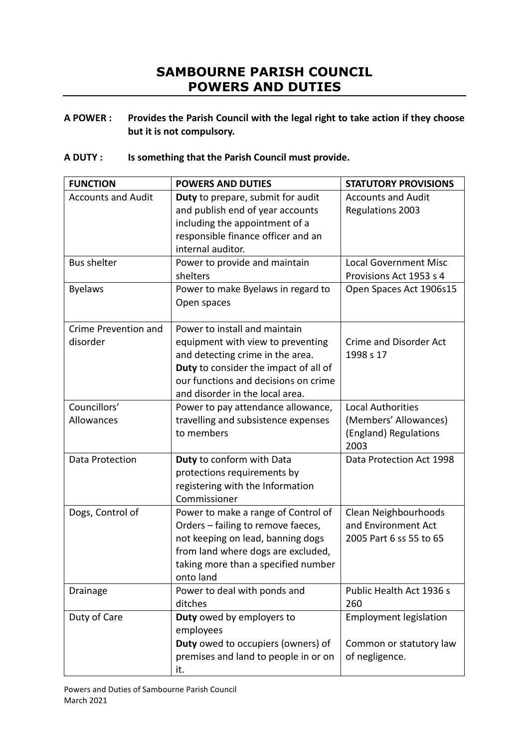# SAMBOURNE PARISH COUNCIL
# POWERS AND DUTIES

**A POWER : Provides the Parish Council with the legal right to take action if they choose but it is not compulsory.**

**A DUTY : Is something that the Parish Council must provide.**

| FUNCTION | POWERS AND DUTIES | STATUTORY PROVISIONS |
|---|---|---|
| Accounts and Audit | **Duty** to prepare, submit for audit and publish end of year accounts including the appointment of a responsible finance officer and an internal auditor. | Accounts and Audit Regulations 2003 |
| Bus shelter | Power to provide and maintain shelters | Local Government Misc Provisions Act 1953 s 4 |
| Byelaws | Power to make Byelaws in regard to Open spaces | Open Spaces Act 1906s15 |
| Crime Prevention and disorder | Power to install and maintain equipment with view to preventing and detecting crime in the area. **Duty** to consider the impact of all of our functions and decisions on crime and disorder in the local area. | Crime and Disorder Act 1998 s 17 |
| Councillors' Allowances | Power to pay attendance allowance, travelling and subsistence expenses to members | Local Authorities (Members' Allowances) (England) Regulations 2003 |
| Data Protection | **Duty** to conform with Data protections requirements by registering with the Information Commissioner | Data Protection Act 1998 |
| Dogs, Control of | Power to make a range of Control of Orders – failing to remove faeces, not keeping on lead, banning dogs from land where dogs are excluded, taking more than a specified number onto land | Clean Neighbourhoods and Environment Act 2005 Part 6 ss 55 to 65 |
| Drainage | Power to deal with ponds and ditches | Public Health Act 1936 s 260 |
| Duty of Care | **Duty** owed by employers to employees<br>**Duty** owed to occupiers (owners) of premises and land to people in or on it. | Employment legislation<br><br>Common or statutory law of negligence. |

Powers and Duties of Sambourne Parish Council
March 2021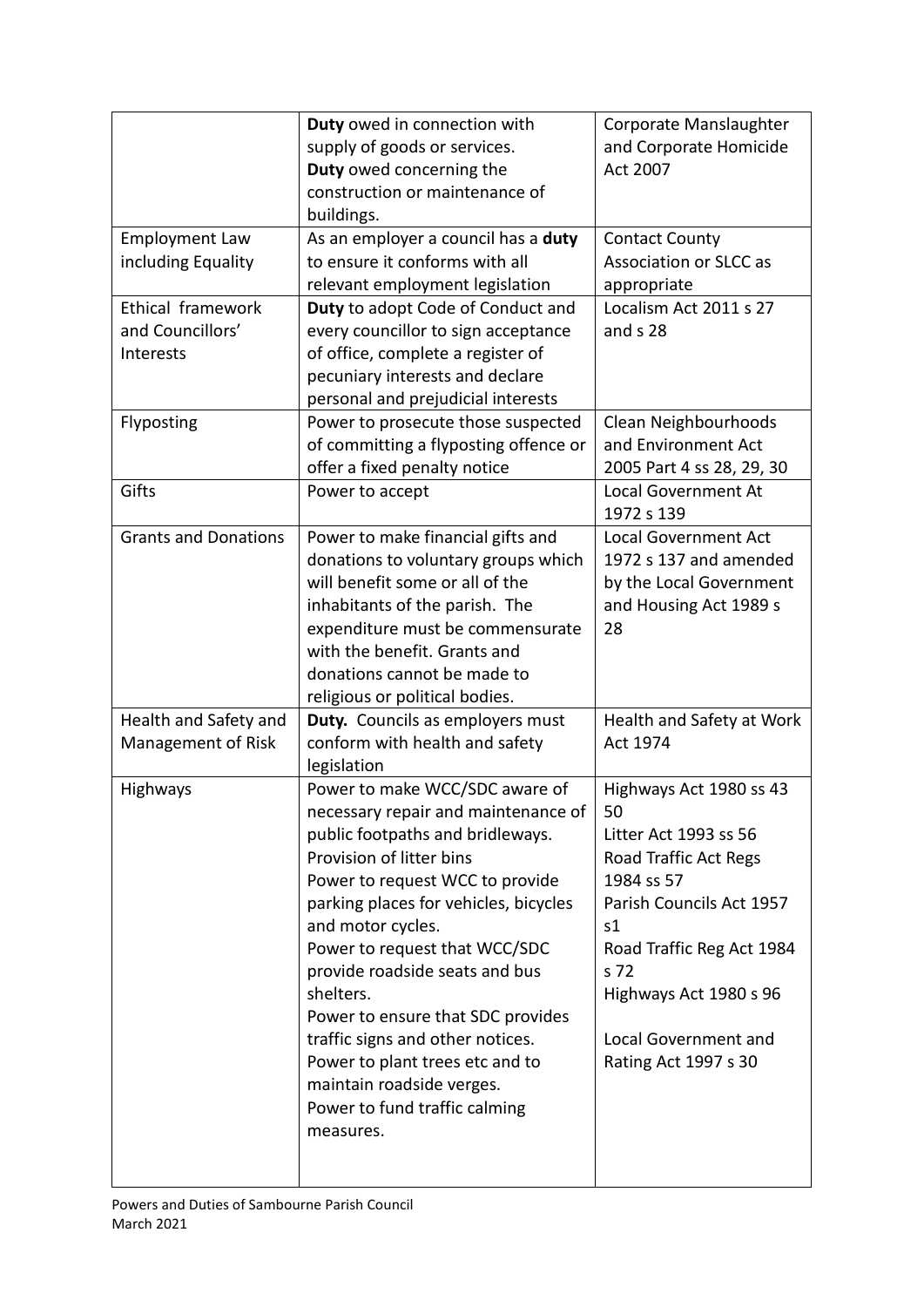| | | |
|---|---|---|
| | **Duty** owed in connection with supply of goods or services.<br>**Duty** owed concerning the construction or maintenance of buildings. | Corporate Manslaughter and Corporate Homicide Act 2007 |
| Employment Law including Equality | As an employer a council has a **duty** to ensure it conforms with all relevant employment legislation | Contact County Association or SLCC as appropriate |
| Ethical framework and Councillors' Interests | **Duty** to adopt Code of Conduct and every councillor to sign acceptance of office, complete a register of pecuniary interests and declare personal and prejudicial interests | Localism Act 2011 s 27 and s 28 |
| Flyposting | Power to prosecute those suspected of committing a flyposting offence or offer a fixed penalty notice | Clean Neighbourhoods and Environment Act 2005 Part 4 ss 28, 29, 30 |
| Gifts | Power to accept | Local Government At 1972 s 139 |
| Grants and Donations | Power to make financial gifts and donations to voluntary groups which will benefit some or all of the inhabitants of the parish. The expenditure must be commensurate with the benefit. Grants and donations cannot be made to religious or political bodies. | Local Government Act 1972 s 137 and amended by the Local Government and Housing Act 1989 s 28 |
| Health and Safety and Management of Risk | **Duty.** Councils as employers must conform with health and safety legislation | Health and Safety at Work Act 1974 |
| Highways | Power to make WCC/SDC aware of necessary repair and maintenance of public footpaths and bridleways.<br>Provision of litter bins<br>Power to request WCC to provide parking places for vehicles, bicycles and motor cycles.<br>Power to request that WCC/SDC provide roadside seats and bus shelters.<br>Power to ensure that SDC provides traffic signs and other notices.<br>Power to plant trees etc and to maintain roadside verges.<br>Power to fund traffic calming measures. | Highways Act 1980 ss 43 50<br>Litter Act 1993 ss 56<br>Road Traffic Act Regs 1984 ss 57<br>Parish Councils Act 1957 s1<br>Road Traffic Reg Act 1984 s 72<br>Highways Act 1980 s 96<br><br>Local Government and Rating Act 1997 s 30 |

Powers and Duties of Sambourne Parish Council
March 2021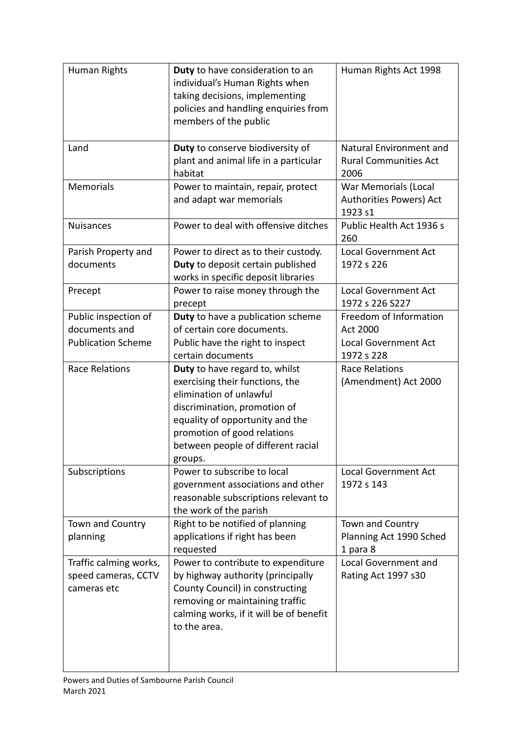| Human Rights | **Duty** to have consideration to an individual's Human Rights when taking decisions, implementing policies and handling enquiries from members of the public | Human Rights Act 1998 |
|---|---|---|
| Land | **Duty** to conserve biodiversity of plant and animal life in a particular habitat | Natural Environment and Rural Communities Act 2006 |
| Memorials | Power to maintain, repair, protect and adapt war memorials | War Memorials (Local Authorities Powers) Act 1923 s1 |
| Nuisances | Power to deal with offensive ditches | Public Health Act 1936 s 260 |
| Parish Property and documents | Power to direct as to their custody. **Duty** to deposit certain published works in specific deposit libraries | Local Government Act 1972 s 226 |
| Precept | Power to raise money through the precept | Local Government Act 1972 s 226 S227 |
| Public inspection of documents and Publication Scheme | **Duty** to have a publication scheme of certain core documents. Public have the right to inspect certain documents | Freedom of Information Act 2000 Local Government Act 1972 s 228 |
| Race Relations | **Duty** to have regard to, whilst exercising their functions, the elimination of unlawful discrimination, promotion of equality of opportunity and the promotion of good relations between people of different racial groups. | Race Relations (Amendment) Act 2000 |
| Subscriptions | Power to subscribe to local government associations and other reasonable subscriptions relevant to the work of the parish | Local Government Act 1972 s 143 |
| Town and Country planning | Right to be notified of planning applications if right has been requested | Town and Country Planning Act 1990 Sched 1 para 8 |
| Traffic calming works, speed cameras, CCTV cameras etc | Power to contribute to expenditure by highway authority (principally County Council) in constructing removing or maintaining traffic calming works, if it will be of benefit to the area. | Local Government and Rating Act 1997 s30 |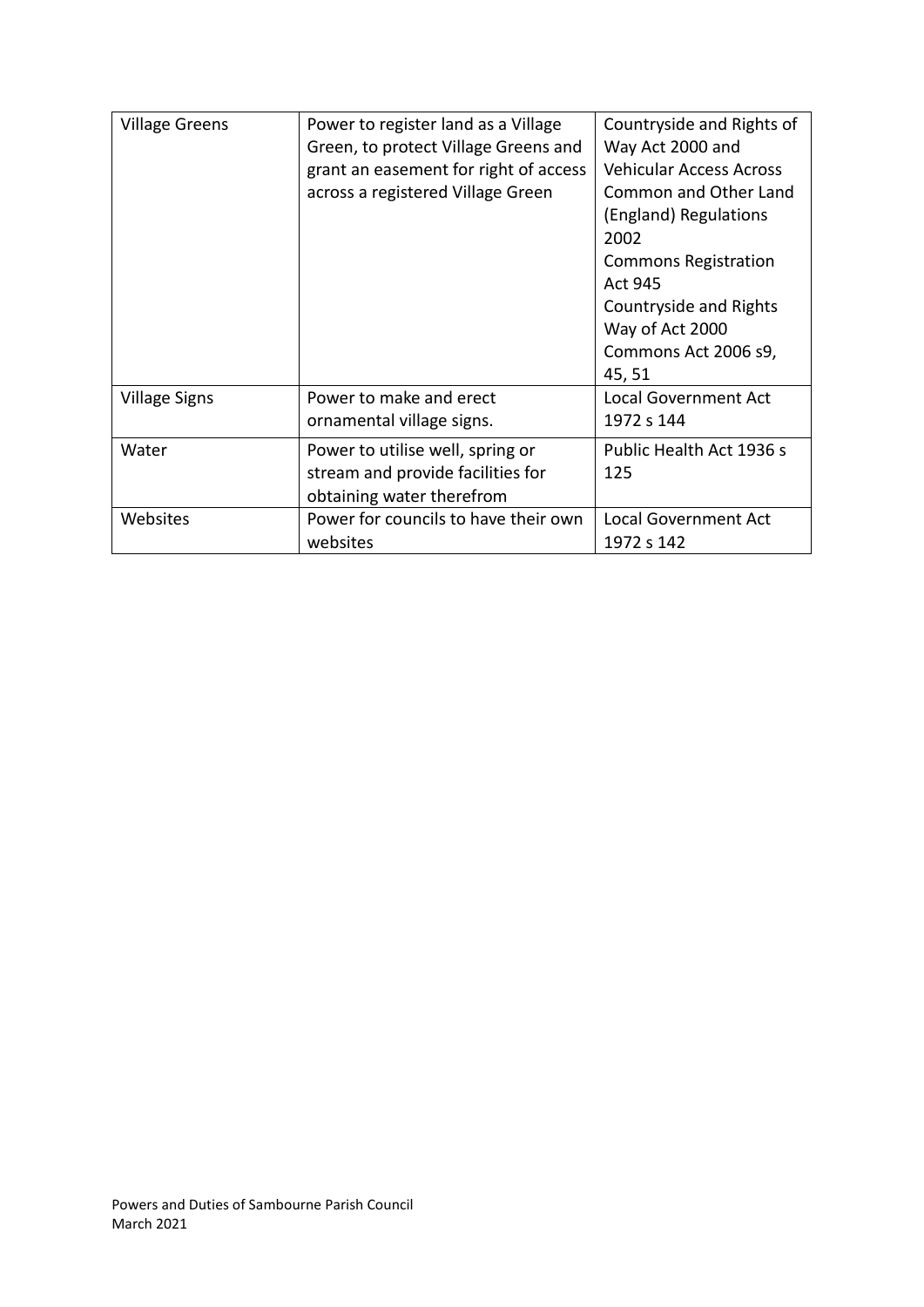| | | |
|---|---|---|
| Village Greens | Power to register land as a Village Green, to protect Village Greens and grant an easement for right of access across a registered Village Green | Countryside and Rights of Way Act 2000 and Vehicular Access Across Common and Other Land (England) Regulations 2002<br>Commons Registration Act 945<br>Countryside and Rights Way of Act 2000<br>Commons Act 2006 s9, 45, 51 |
| Village Signs | Power to make and erect ornamental village signs. | Local Government Act 1972 s 144 |
| Water | Power to utilise well, spring or stream and provide facilities for obtaining water therefrom | Public Health Act 1936 s 125 |
| Websites | Power for councils to have their own websites | Local Government Act 1972 s 142 |